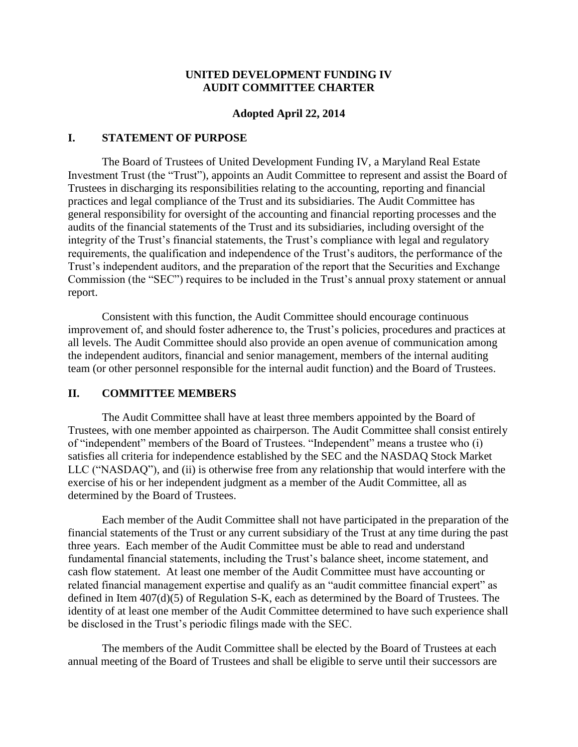# UNITED DEVELOPMENT FUNDING IV
# AUDIT COMMITTEE CHARTER

**Adopted April 22, 2014**

## I. STATEMENT OF PURPOSE

The Board of Trustees of United Development Funding IV, a Maryland Real Estate Investment Trust (the "Trust"), appoints an Audit Committee to represent and assist the Board of Trustees in discharging its responsibilities relating to the accounting, reporting and financial practices and legal compliance of the Trust and its subsidiaries. The Audit Committee has general responsibility for oversight of the accounting and financial reporting processes and the audits of the financial statements of the Trust and its subsidiaries, including oversight of the integrity of the Trust's financial statements, the Trust's compliance with legal and regulatory requirements, the qualification and independence of the Trust's auditors, the performance of the Trust's independent auditors, and the preparation of the report that the Securities and Exchange Commission (the "SEC") requires to be included in the Trust's annual proxy statement or annual report.

Consistent with this function, the Audit Committee should encourage continuous improvement of, and should foster adherence to, the Trust's policies, procedures and practices at all levels. The Audit Committee should also provide an open avenue of communication among the independent auditors, financial and senior management, members of the internal auditing team (or other personnel responsible for the internal audit function) and the Board of Trustees.

## II. COMMITTEE MEMBERS

The Audit Committee shall have at least three members appointed by the Board of Trustees, with one member appointed as chairperson. The Audit Committee shall consist entirely of "independent" members of the Board of Trustees. "Independent" means a trustee who (i) satisfies all criteria for independence established by the SEC and the NASDAQ Stock Market LLC ("NASDAQ"), and (ii) is otherwise free from any relationship that would interfere with the exercise of his or her independent judgment as a member of the Audit Committee, all as determined by the Board of Trustees.

Each member of the Audit Committee shall not have participated in the preparation of the financial statements of the Trust or any current subsidiary of the Trust at any time during the past three years. Each member of the Audit Committee must be able to read and understand fundamental financial statements, including the Trust's balance sheet, income statement, and cash flow statement. At least one member of the Audit Committee must have accounting or related financial management expertise and qualify as an "audit committee financial expert" as defined in Item 407(d)(5) of Regulation S-K, each as determined by the Board of Trustees. The identity of at least one member of the Audit Committee determined to have such experience shall be disclosed in the Trust's periodic filings made with the SEC.

The members of the Audit Committee shall be elected by the Board of Trustees at each annual meeting of the Board of Trustees and shall be eligible to serve until their successors are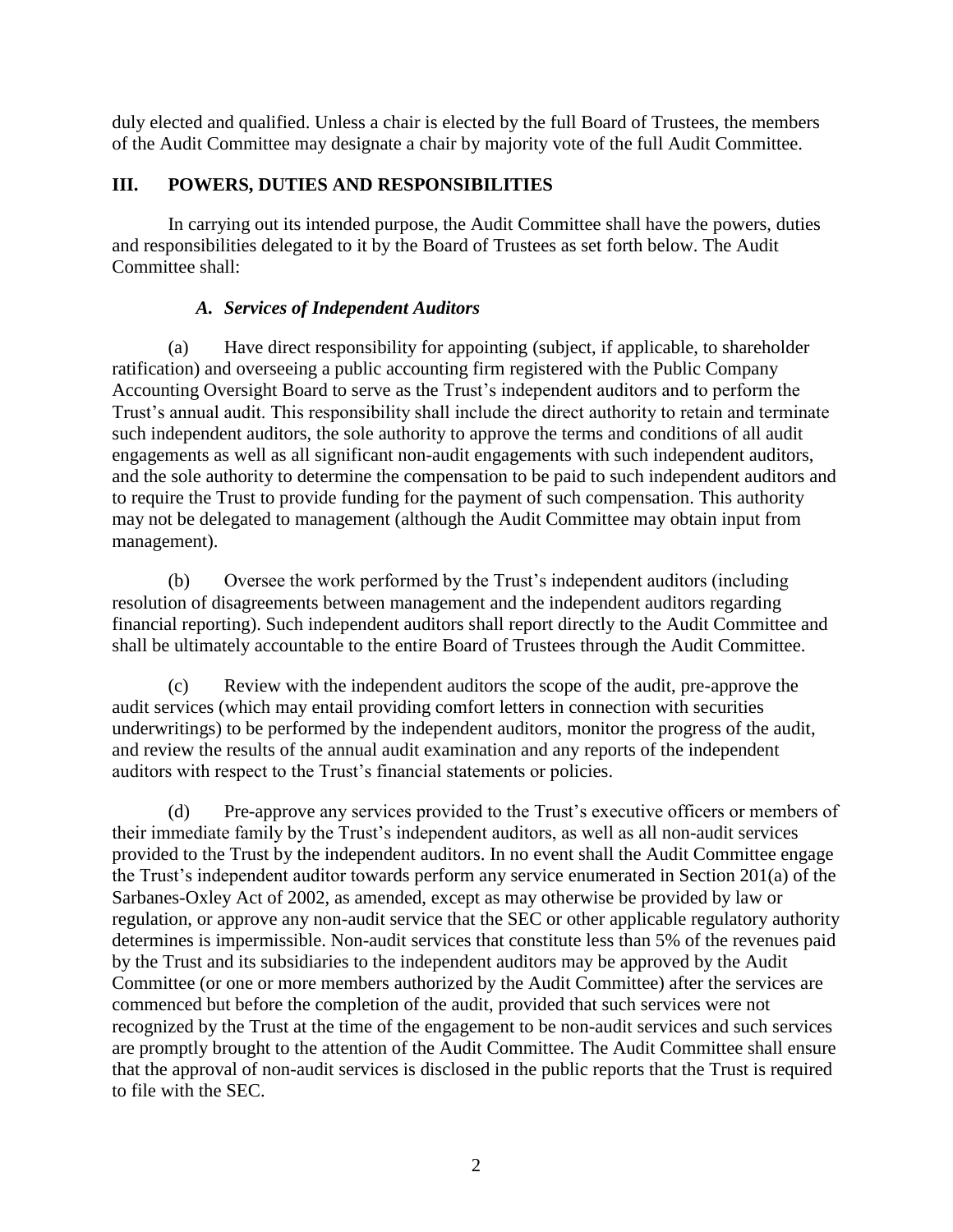duly elected and qualified. Unless a chair is elected by the full Board of Trustees, the members of the Audit Committee may designate a chair by majority vote of the full Audit Committee.

## III. POWERS, DUTIES AND RESPONSIBILITIES

In carrying out its intended purpose, the Audit Committee shall have the powers, duties and responsibilities delegated to it by the Board of Trustees as set forth below. The Audit Committee shall:

### *A. Services of Independent Auditors*

(a) Have direct responsibility for appointing (subject, if applicable, to shareholder ratification) and overseeing a public accounting firm registered with the Public Company Accounting Oversight Board to serve as the Trust's independent auditors and to perform the Trust's annual audit. This responsibility shall include the direct authority to retain and terminate such independent auditors, the sole authority to approve the terms and conditions of all audit engagements as well as all significant non-audit engagements with such independent auditors, and the sole authority to determine the compensation to be paid to such independent auditors and to require the Trust to provide funding for the payment of such compensation. This authority may not be delegated to management (although the Audit Committee may obtain input from management).

(b) Oversee the work performed by the Trust's independent auditors (including resolution of disagreements between management and the independent auditors regarding financial reporting). Such independent auditors shall report directly to the Audit Committee and shall be ultimately accountable to the entire Board of Trustees through the Audit Committee.

(c) Review with the independent auditors the scope of the audit, pre-approve the audit services (which may entail providing comfort letters in connection with securities underwritings) to be performed by the independent auditors, monitor the progress of the audit, and review the results of the annual audit examination and any reports of the independent auditors with respect to the Trust's financial statements or policies.

(d) Pre-approve any services provided to the Trust's executive officers or members of their immediate family by the Trust's independent auditors, as well as all non-audit services provided to the Trust by the independent auditors. In no event shall the Audit Committee engage the Trust's independent auditor towards perform any service enumerated in Section 201(a) of the Sarbanes-Oxley Act of 2002, as amended, except as may otherwise be provided by law or regulation, or approve any non-audit service that the SEC or other applicable regulatory authority determines is impermissible. Non-audit services that constitute less than 5% of the revenues paid by the Trust and its subsidiaries to the independent auditors may be approved by the Audit Committee (or one or more members authorized by the Audit Committee) after the services are commenced but before the completion of the audit, provided that such services were not recognized by the Trust at the time of the engagement to be non-audit services and such services are promptly brought to the attention of the Audit Committee. The Audit Committee shall ensure that the approval of non-audit services is disclosed in the public reports that the Trust is required to file with the SEC.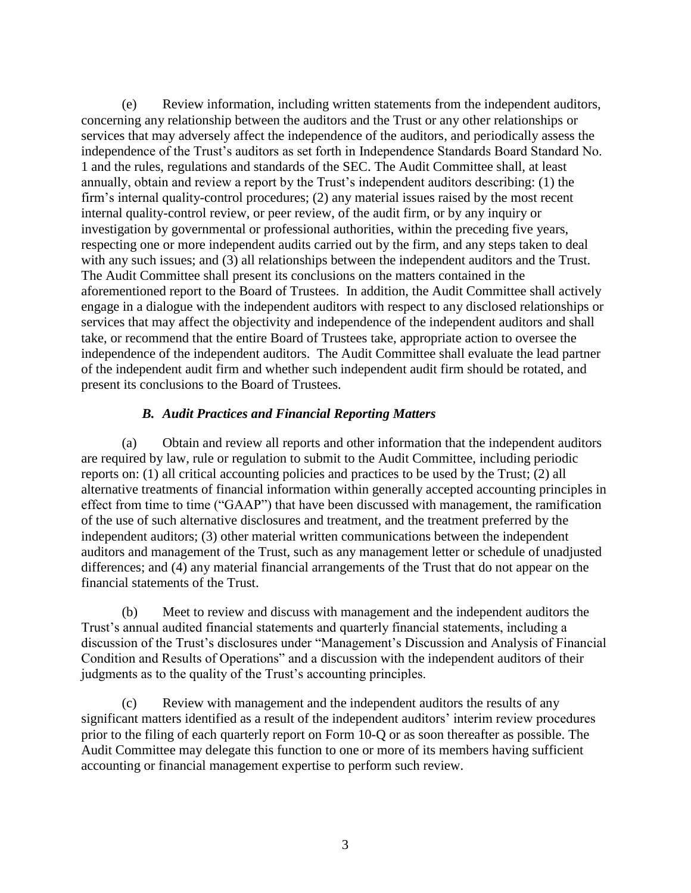(e) Review information, including written statements from the independent auditors, concerning any relationship between the auditors and the Trust or any other relationships or services that may adversely affect the independence of the auditors, and periodically assess the independence of the Trust's auditors as set forth in Independence Standards Board Standard No. 1 and the rules, regulations and standards of the SEC. The Audit Committee shall, at least annually, obtain and review a report by the Trust's independent auditors describing: (1) the firm's internal quality-control procedures; (2) any material issues raised by the most recent internal quality-control review, or peer review, of the audit firm, or by any inquiry or investigation by governmental or professional authorities, within the preceding five years, respecting one or more independent audits carried out by the firm, and any steps taken to deal with any such issues; and (3) all relationships between the independent auditors and the Trust. The Audit Committee shall present its conclusions on the matters contained in the aforementioned report to the Board of Trustees. In addition, the Audit Committee shall actively engage in a dialogue with the independent auditors with respect to any disclosed relationships or services that may affect the objectivity and independence of the independent auditors and shall take, or recommend that the entire Board of Trustees take, appropriate action to oversee the independence of the independent auditors. The Audit Committee shall evaluate the lead partner of the independent audit firm and whether such independent audit firm should be rotated, and present its conclusions to the Board of Trustees.

### *B. Audit Practices and Financial Reporting Matters*

(a) Obtain and review all reports and other information that the independent auditors are required by law, rule or regulation to submit to the Audit Committee, including periodic reports on: (1) all critical accounting policies and practices to be used by the Trust; (2) all alternative treatments of financial information within generally accepted accounting principles in effect from time to time ("GAAP") that have been discussed with management, the ramification of the use of such alternative disclosures and treatment, and the treatment preferred by the independent auditors; (3) other material written communications between the independent auditors and management of the Trust, such as any management letter or schedule of unadjusted differences; and (4) any material financial arrangements of the Trust that do not appear on the financial statements of the Trust.

(b) Meet to review and discuss with management and the independent auditors the Trust's annual audited financial statements and quarterly financial statements, including a discussion of the Trust's disclosures under "Management's Discussion and Analysis of Financial Condition and Results of Operations" and a discussion with the independent auditors of their judgments as to the quality of the Trust's accounting principles.

(c) Review with management and the independent auditors the results of any significant matters identified as a result of the independent auditors' interim review procedures prior to the filing of each quarterly report on Form 10-Q or as soon thereafter as possible. The Audit Committee may delegate this function to one or more of its members having sufficient accounting or financial management expertise to perform such review.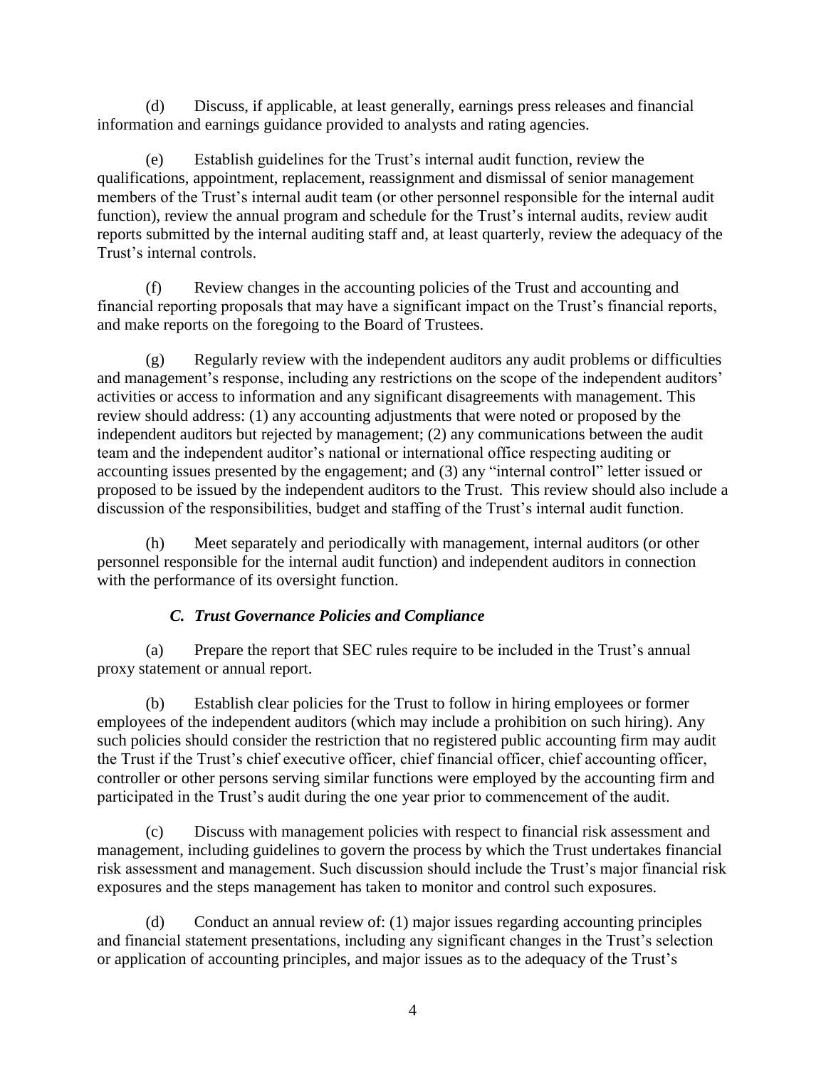(d) Discuss, if applicable, at least generally, earnings press releases and financial information and earnings guidance provided to analysts and rating agencies.

(e) Establish guidelines for the Trust's internal audit function, review the qualifications, appointment, replacement, reassignment and dismissal of senior management members of the Trust's internal audit team (or other personnel responsible for the internal audit function), review the annual program and schedule for the Trust's internal audits, review audit reports submitted by the internal auditing staff and, at least quarterly, review the adequacy of the Trust's internal controls.

(f) Review changes in the accounting policies of the Trust and accounting and financial reporting proposals that may have a significant impact on the Trust's financial reports, and make reports on the foregoing to the Board of Trustees.

(g) Regularly review with the independent auditors any audit problems or difficulties and management's response, including any restrictions on the scope of the independent auditors' activities or access to information and any significant disagreements with management. This review should address: (1) any accounting adjustments that were noted or proposed by the independent auditors but rejected by management; (2) any communications between the audit team and the independent auditor's national or international office respecting auditing or accounting issues presented by the engagement; and (3) any "internal control" letter issued or proposed to be issued by the independent auditors to the Trust. This review should also include a discussion of the responsibilities, budget and staffing of the Trust's internal audit function.

(h) Meet separately and periodically with management, internal auditors (or other personnel responsible for the internal audit function) and independent auditors in connection with the performance of its oversight function.

### *C. Trust Governance Policies and Compliance*

(a) Prepare the report that SEC rules require to be included in the Trust's annual proxy statement or annual report.

(b) Establish clear policies for the Trust to follow in hiring employees or former employees of the independent auditors (which may include a prohibition on such hiring). Any such policies should consider the restriction that no registered public accounting firm may audit the Trust if the Trust's chief executive officer, chief financial officer, chief accounting officer, controller or other persons serving similar functions were employed by the accounting firm and participated in the Trust's audit during the one year prior to commencement of the audit.

(c) Discuss with management policies with respect to financial risk assessment and management, including guidelines to govern the process by which the Trust undertakes financial risk assessment and management. Such discussion should include the Trust's major financial risk exposures and the steps management has taken to monitor and control such exposures.

(d) Conduct an annual review of: (1) major issues regarding accounting principles and financial statement presentations, including any significant changes in the Trust's selection or application of accounting principles, and major issues as to the adequacy of the Trust's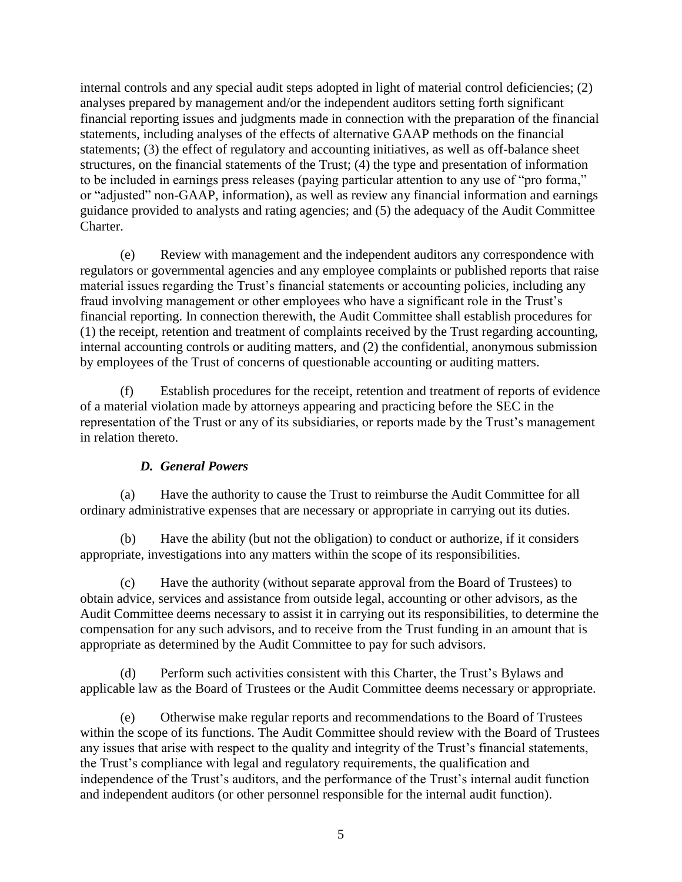internal controls and any special audit steps adopted in light of material control deficiencies; (2) analyses prepared by management and/or the independent auditors setting forth significant financial reporting issues and judgments made in connection with the preparation of the financial statements, including analyses of the effects of alternative GAAP methods on the financial statements; (3) the effect of regulatory and accounting initiatives, as well as off-balance sheet structures, on the financial statements of the Trust; (4) the type and presentation of information to be included in earnings press releases (paying particular attention to any use of "pro forma," or "adjusted" non-GAAP, information), as well as review any financial information and earnings guidance provided to analysts and rating agencies; and (5) the adequacy of the Audit Committee Charter.

(e) Review with management and the independent auditors any correspondence with regulators or governmental agencies and any employee complaints or published reports that raise material issues regarding the Trust's financial statements or accounting policies, including any fraud involving management or other employees who have a significant role in the Trust's financial reporting. In connection therewith, the Audit Committee shall establish procedures for (1) the receipt, retention and treatment of complaints received by the Trust regarding accounting, internal accounting controls or auditing matters, and (2) the confidential, anonymous submission by employees of the Trust of concerns of questionable accounting or auditing matters.

(f) Establish procedures for the receipt, retention and treatment of reports of evidence of a material violation made by attorneys appearing and practicing before the SEC in the representation of the Trust or any of its subsidiaries, or reports made by the Trust's management in relation thereto.

### *D. General Powers*

(a) Have the authority to cause the Trust to reimburse the Audit Committee for all ordinary administrative expenses that are necessary or appropriate in carrying out its duties.

(b) Have the ability (but not the obligation) to conduct or authorize, if it considers appropriate, investigations into any matters within the scope of its responsibilities.

(c) Have the authority (without separate approval from the Board of Trustees) to obtain advice, services and assistance from outside legal, accounting or other advisors, as the Audit Committee deems necessary to assist it in carrying out its responsibilities, to determine the compensation for any such advisors, and to receive from the Trust funding in an amount that is appropriate as determined by the Audit Committee to pay for such advisors.

(d) Perform such activities consistent with this Charter, the Trust's Bylaws and applicable law as the Board of Trustees or the Audit Committee deems necessary or appropriate.

(e) Otherwise make regular reports and recommendations to the Board of Trustees within the scope of its functions. The Audit Committee should review with the Board of Trustees any issues that arise with respect to the quality and integrity of the Trust's financial statements, the Trust's compliance with legal and regulatory requirements, the qualification and independence of the Trust's auditors, and the performance of the Trust's internal audit function and independent auditors (or other personnel responsible for the internal audit function).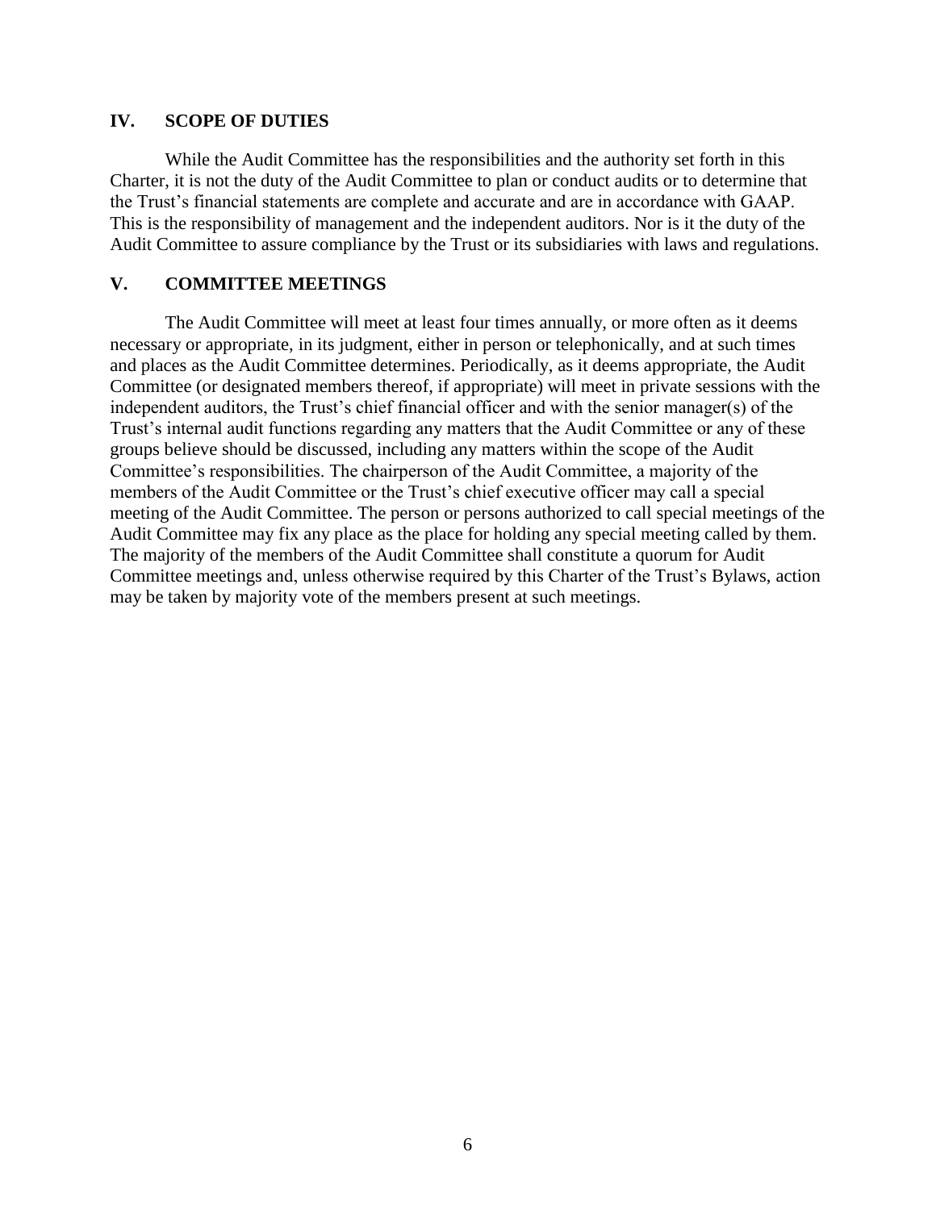## IV. SCOPE OF DUTIES

While the Audit Committee has the responsibilities and the authority set forth in this Charter, it is not the duty of the Audit Committee to plan or conduct audits or to determine that the Trust's financial statements are complete and accurate and are in accordance with GAAP. This is the responsibility of management and the independent auditors. Nor is it the duty of the Audit Committee to assure compliance by the Trust or its subsidiaries with laws and regulations.

## V. COMMITTEE MEETINGS

The Audit Committee will meet at least four times annually, or more often as it deems necessary or appropriate, in its judgment, either in person or telephonically, and at such times and places as the Audit Committee determines. Periodically, as it deems appropriate, the Audit Committee (or designated members thereof, if appropriate) will meet in private sessions with the independent auditors, the Trust's chief financial officer and with the senior manager(s) of the Trust's internal audit functions regarding any matters that the Audit Committee or any of these groups believe should be discussed, including any matters within the scope of the Audit Committee's responsibilities. The chairperson of the Audit Committee, a majority of the members of the Audit Committee or the Trust's chief executive officer may call a special meeting of the Audit Committee. The person or persons authorized to call special meetings of the Audit Committee may fix any place as the place for holding any special meeting called by them. The majority of the members of the Audit Committee shall constitute a quorum for Audit Committee meetings and, unless otherwise required by this Charter of the Trust's Bylaws, action may be taken by majority vote of the members present at such meetings.